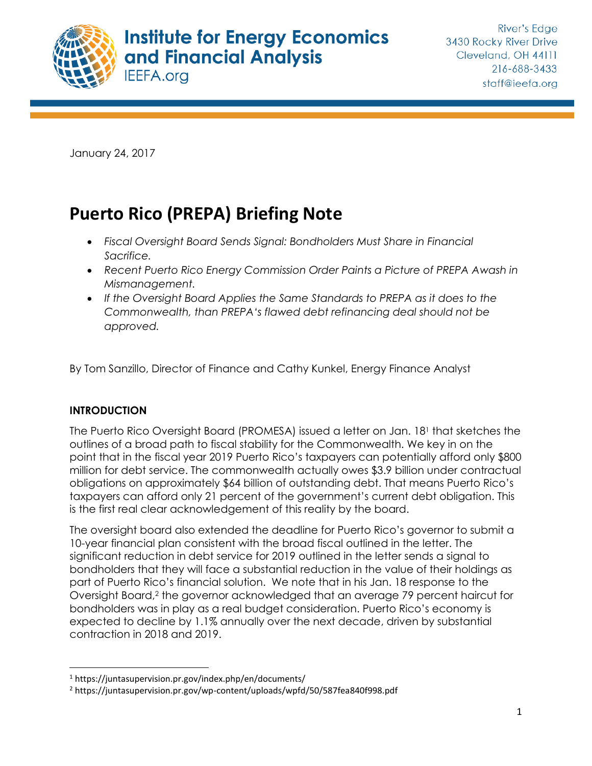January 24, 2017

# Puerto Rico (PREPA) Briefing Note

- *Fiscal Oversight Board Sends Signal: Bondholders Must Share in Financial Sacrifice.*
- *Recent Puerto Rico Energy Commission Order Paints a Picture of PREPA Awash in Mismanagement.*
- *If the Oversight Board Applies the Same Standards to PREPA as it does to the Commonwealth, than PREPA's flawed debt refinancing deal should not be approved.*

By Tom Sanzillo, Director of Finance and Cathy Kunkel, Energy Finance Analyst

**INTRODUCTION**

The Puerto Rico Oversight Board (PROMESA) issued a letter on Jan. 18[1] that sketches the outlines of a broad path to fiscal stability for the Commonwealth. We key in on the point that in the fiscal year 2019 Puerto Rico's taxpayers can potentially afford only $800 million for debt service. The commonwealth actually owes $3.9 billion under contractual obligations on approximately $64 billion of outstanding debt. That means Puerto Rico's taxpayers can afford only 21 percent of the government's current debt obligation. This is the first real clear acknowledgement of this reality by the board.

The oversight board also extended the deadline for Puerto Rico's governor to submit a 10-year financial plan consistent with the broad fiscal outlined in the letter. The significant reduction in debt service for 2019 outlined in the letter sends a signal to bondholders that they will face a substantial reduction in the value of their holdings as part of Puerto Rico's financial solution. We note that in his Jan. 18 response to the Oversight Board,[2] the governor acknowledged that an average 79 percent haircut for bondholders was in play as a real budget consideration. Puerto Rico's economy is expected to decline by 1.1% annually over the next decade, driven by substantial contraction in 2018 and 2019.

[1] https://juntasupervision.pr.gov/index.php/en/documents/

[2] https://juntasupervision.pr.gov/wp-content/uploads/wpfd/50/587fea840f998.pdf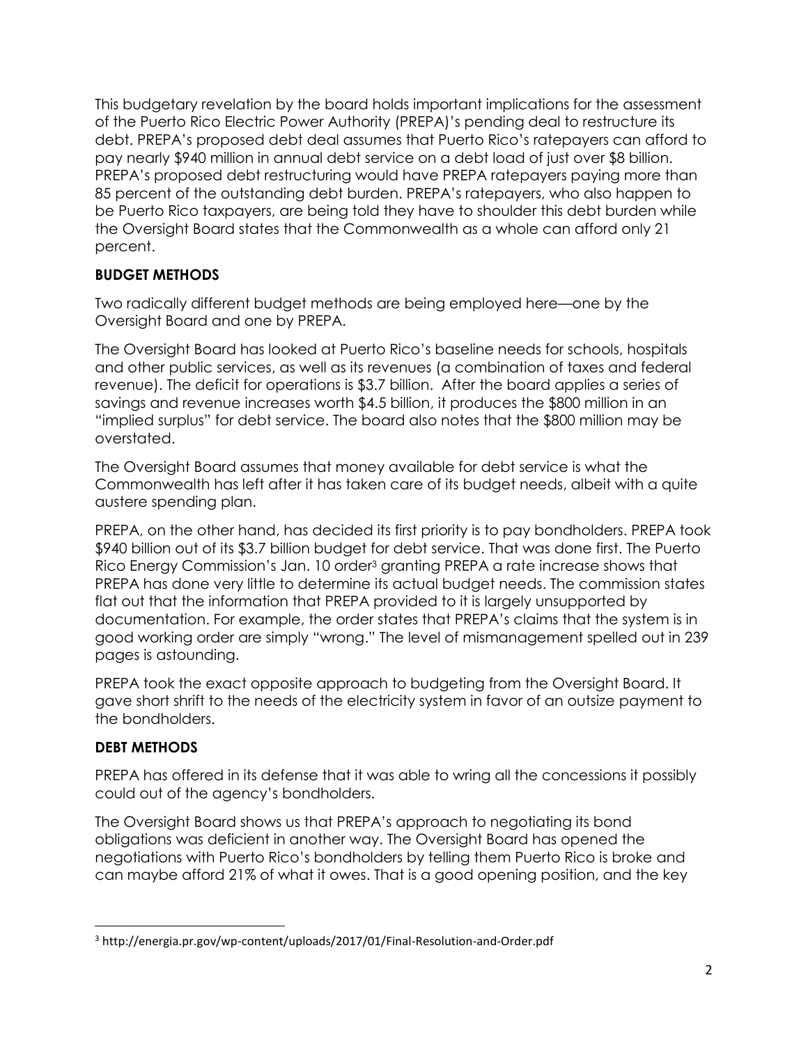This budgetary revelation by the board holds important implications for the assessment of the Puerto Rico Electric Power Authority (PREPA)'s pending deal to restructure its debt. PREPA's proposed debt deal assumes that Puerto Rico's ratepayers can afford to pay nearly $940 million in annual debt service on a debt load of just over $8 billion. PREPA's proposed debt restructuring would have PREPA ratepayers paying more than 85 percent of the outstanding debt burden. PREPA's ratepayers, who also happen to be Puerto Rico taxpayers, are being told they have to shoulder this debt burden while the Oversight Board states that the Commonwealth as a whole can afford only 21 percent.

## BUDGET METHODS

Two radically different budget methods are being employed here—one by the Oversight Board and one by PREPA.

The Oversight Board has looked at Puerto Rico's baseline needs for schools, hospitals and other public services, as well as its revenues (a combination of taxes and federal revenue). The deficit for operations is $3.7 billion. After the board applies a series of savings and revenue increases worth $4.5 billion, it produces the $800 million in an "implied surplus" for debt service. The board also notes that the $800 million may be overstated.

The Oversight Board assumes that money available for debt service is what the Commonwealth has left after it has taken care of its budget needs, albeit with a quite austere spending plan.

PREPA, on the other hand, has decided its first priority is to pay bondholders. PREPA took $940 billion out of its $3.7 billion budget for debt service. That was done first. The Puerto Rico Energy Commission's Jan. 10 order[3] granting PREPA a rate increase shows that PREPA has done very little to determine its actual budget needs. The commission states flat out that the information that PREPA provided to it is largely unsupported by documentation. For example, the order states that PREPA's claims that the system is in good working order are simply "wrong." The level of mismanagement spelled out in 239 pages is astounding.

PREPA took the exact opposite approach to budgeting from the Oversight Board. It gave short shrift to the needs of the electricity system in favor of an outsize payment to the bondholders.

## DEBT METHODS

PREPA has offered in its defense that it was able to wring all the concessions it possibly could out of the agency's bondholders.

The Oversight Board shows us that PREPA's approach to negotiating its bond obligations was deficient in another way. The Oversight Board has opened the negotiations with Puerto Rico's bondholders by telling them Puerto Rico is broke and can maybe afford 21% of what it owes. That is a good opening position, and the key

---

[3] http://energia.pr.gov/wp-content/uploads/2017/01/Final-Resolution-and-Order.pdf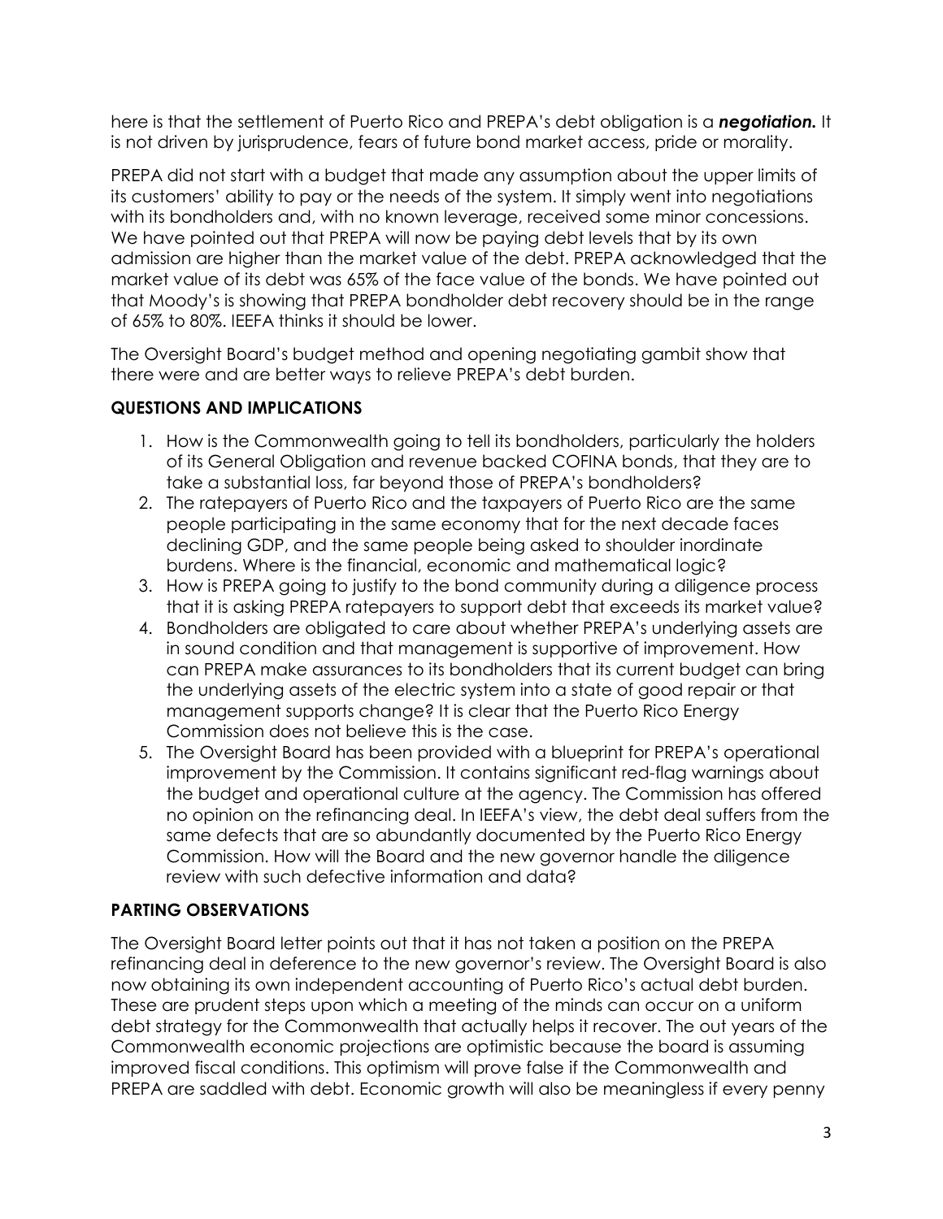here is that the settlement of Puerto Rico and PREPA's debt obligation is a ***negotiation.*** It is not driven by jurisprudence, fears of future bond market access, pride or morality.

PREPA did not start with a budget that made any assumption about the upper limits of its customers' ability to pay or the needs of the system. It simply went into negotiations with its bondholders and, with no known leverage, received some minor concessions. We have pointed out that PREPA will now be paying debt levels that by its own admission are higher than the market value of the debt. PREPA acknowledged that the market value of its debt was 65% of the face value of the bonds. We have pointed out that Moody's is showing that PREPA bondholder debt recovery should be in the range of 65% to 80%. IEEFA thinks it should be lower.

The Oversight Board's budget method and opening negotiating gambit show that there were and are better ways to relieve PREPA's debt burden.

## QUESTIONS AND IMPLICATIONS

1. How is the Commonwealth going to tell its bondholders, particularly the holders of its General Obligation and revenue backed COFINA bonds, that they are to take a substantial loss, far beyond those of PREPA's bondholders?
2. The ratepayers of Puerto Rico and the taxpayers of Puerto Rico are the same people participating in the same economy that for the next decade faces declining GDP, and the same people being asked to shoulder inordinate burdens. Where is the financial, economic and mathematical logic?
3. How is PREPA going to justify to the bond community during a diligence process that it is asking PREPA ratepayers to support debt that exceeds its market value?
4. Bondholders are obligated to care about whether PREPA's underlying assets are in sound condition and that management is supportive of improvement. How can PREPA make assurances to its bondholders that its current budget can bring the underlying assets of the electric system into a state of good repair or that management supports change? It is clear that the Puerto Rico Energy Commission does not believe this is the case.
5. The Oversight Board has been provided with a blueprint for PREPA's operational improvement by the Commission. It contains significant red-flag warnings about the budget and operational culture at the agency. The Commission has offered no opinion on the refinancing deal. In IEEFA's view, the debt deal suffers from the same defects that are so abundantly documented by the Puerto Rico Energy Commission. How will the Board and the new governor handle the diligence review with such defective information and data?

## PARTING OBSERVATIONS

The Oversight Board letter points out that it has not taken a position on the PREPA refinancing deal in deference to the new governor's review. The Oversight Board is also now obtaining its own independent accounting of Puerto Rico's actual debt burden. These are prudent steps upon which a meeting of the minds can occur on a uniform debt strategy for the Commonwealth that actually helps it recover. The out years of the Commonwealth economic projections are optimistic because the board is assuming improved fiscal conditions. This optimism will prove false if the Commonwealth and PREPA are saddled with debt. Economic growth will also be meaningless if every penny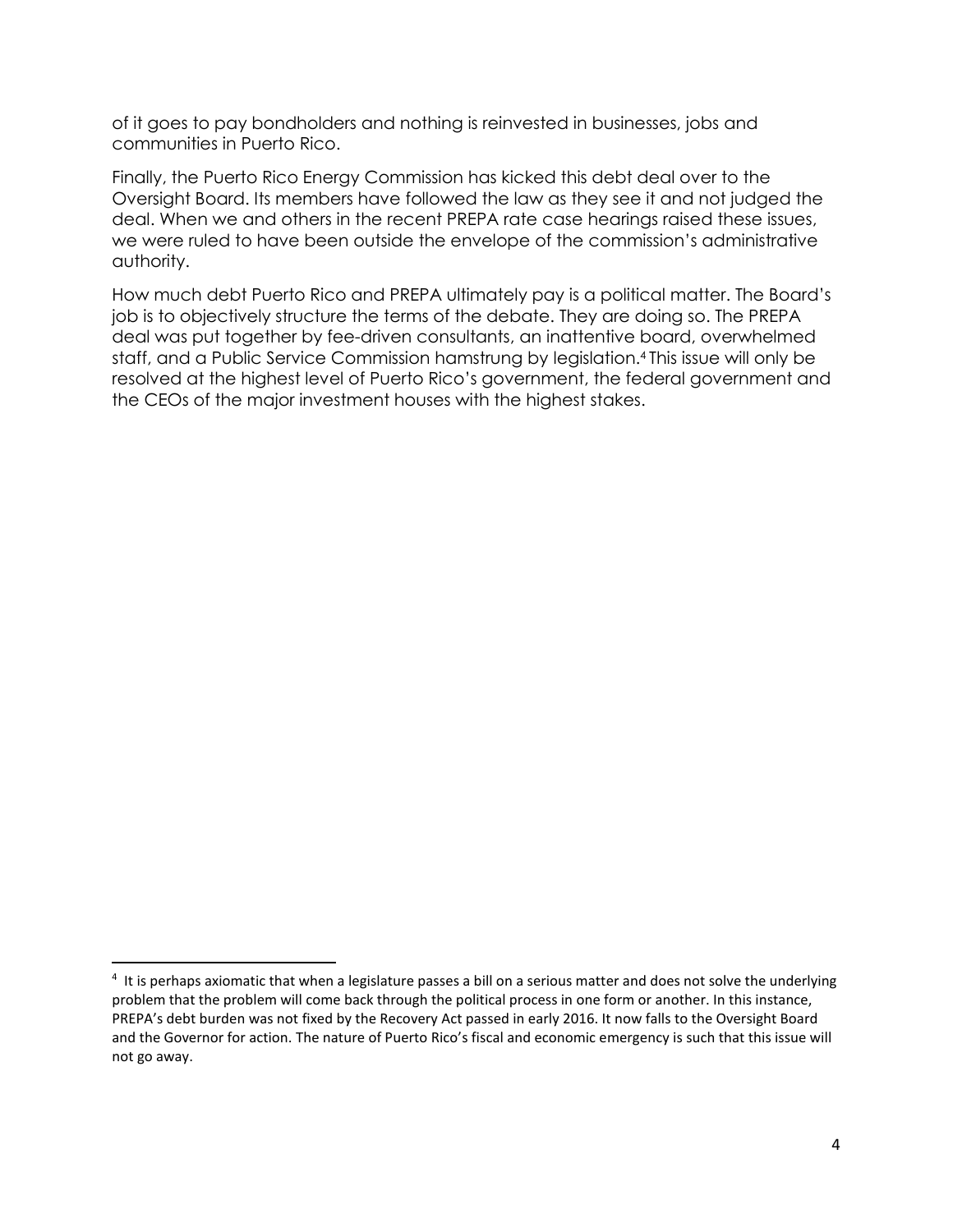of it goes to pay bondholders and nothing is reinvested in businesses, jobs and communities in Puerto Rico.

Finally, the Puerto Rico Energy Commission has kicked this debt deal over to the Oversight Board. Its members have followed the law as they see it and not judged the deal. When we and others in the recent PREPA rate case hearings raised these issues, we were ruled to have been outside the envelope of the commission's administrative authority.

How much debt Puerto Rico and PREPA ultimately pay is a political matter. The Board's job is to objectively structure the terms of the debate. They are doing so. The PREPA deal was put together by fee-driven consultants, an inattentive board, overwhelmed staff, and a Public Service Commission hamstrung by legislation.[4] This issue will only be resolved at the highest level of Puerto Rico's government, the federal government and the CEOs of the major investment houses with the highest stakes.

---

[4] It is perhaps axiomatic that when a legislature passes a bill on a serious matter and does not solve the underlying problem that the problem will come back through the political process in one form or another. In this instance, PREPA's debt burden was not fixed by the Recovery Act passed in early 2016. It now falls to the Oversight Board and the Governor for action. The nature of Puerto Rico's fiscal and economic emergency is such that this issue will not go away.